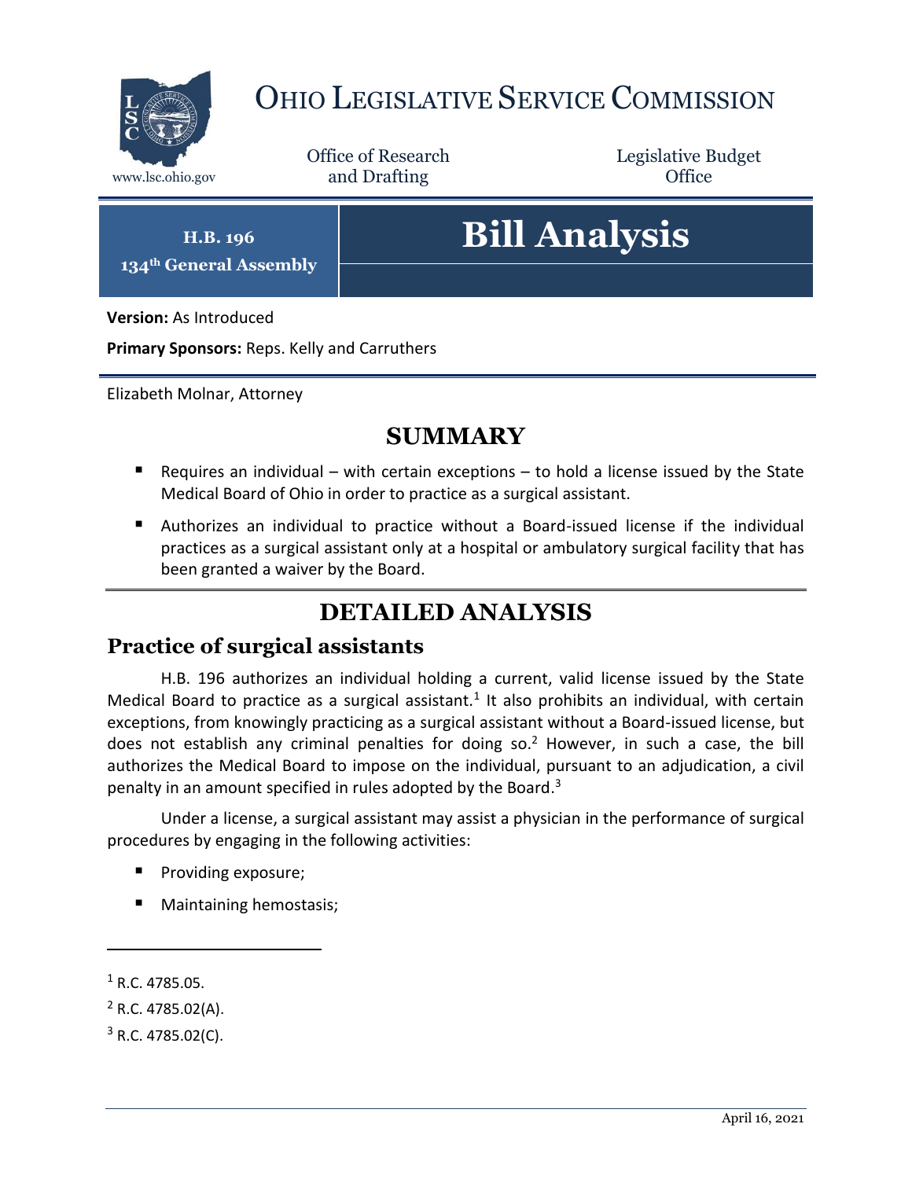# OHIO LEGISLATIVE SERVICE COMMISSION

www.lsc.ohio.gov

Office of Research and Drafting

Legislative Budget Office

**H.B. 196**
**134th General Assembly**

# Bill Analysis

**Version:** As Introduced

**Primary Sponsors:** Reps. Kelly and Carruthers

Elizabeth Molnar, Attorney

## SUMMARY

- Requires an individual – with certain exceptions – to hold a license issued by the State Medical Board of Ohio in order to practice as a surgical assistant.
- Authorizes an individual to practice without a Board-issued license if the individual practices as a surgical assistant only at a hospital or ambulatory surgical facility that has been granted a waiver by the Board.

## DETAILED ANALYSIS

### Practice of surgical assistants

H.B. 196 authorizes an individual holding a current, valid license issued by the State Medical Board to practice as a surgical assistant.[1] It also prohibits an individual, with certain exceptions, from knowingly practicing as a surgical assistant without a Board-issued license, but does not establish any criminal penalties for doing so.[2] However, in such a case, the bill authorizes the Medical Board to impose on the individual, pursuant to an adjudication, a civil penalty in an amount specified in rules adopted by the Board.[3]

Under a license, a surgical assistant may assist a physician in the performance of surgical procedures by engaging in the following activities:

- Providing exposure;
- Maintaining hemostasis;

[1] R.C. 4785.05.

[2] R.C. 4785.02(A).

[3] R.C. 4785.02(C).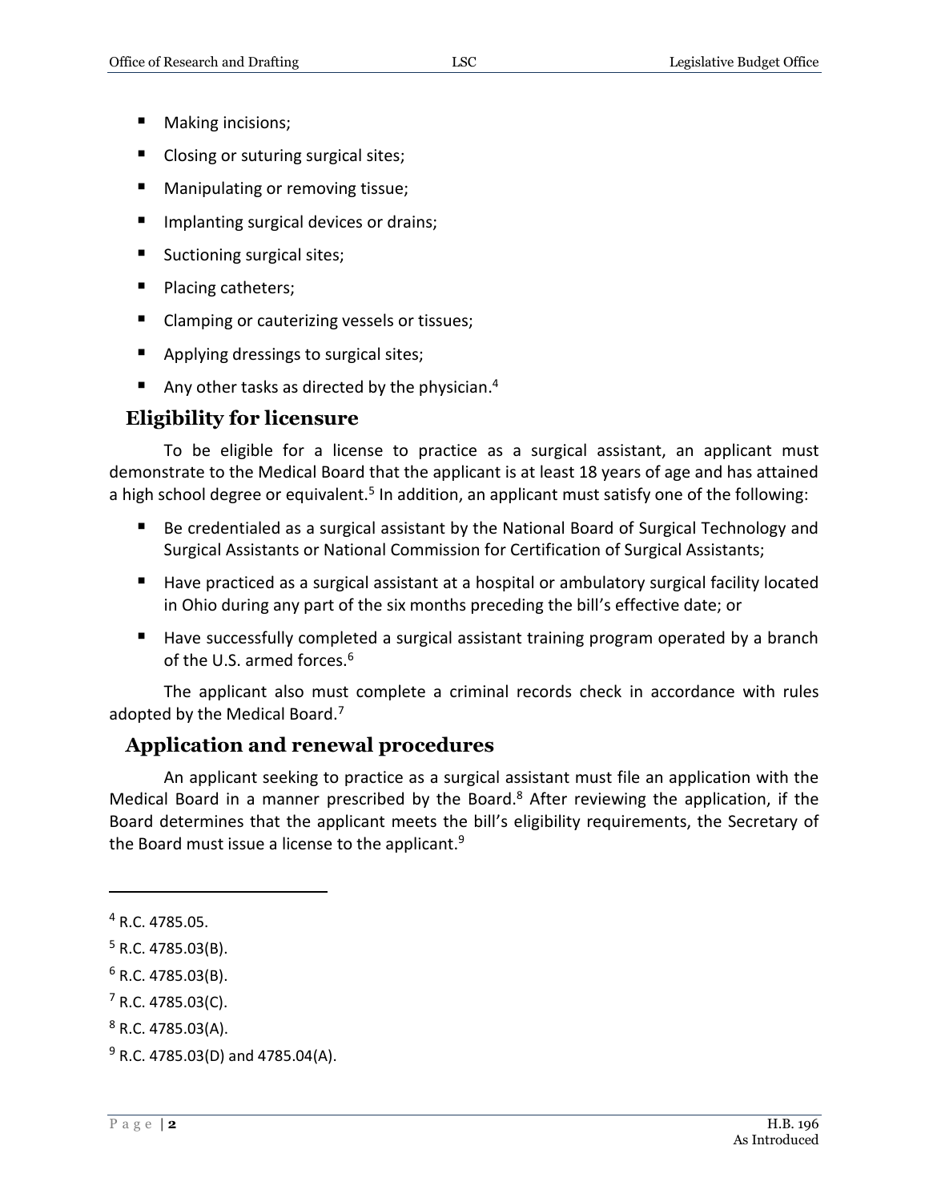- Making incisions;
- Closing or suturing surgical sites;
- Manipulating or removing tissue;
- Implanting surgical devices or drains;
- Suctioning surgical sites;
- Placing catheters;
- Clamping or cauterizing vessels or tissues;
- Applying dressings to surgical sites;
- Any other tasks as directed by the physician.[4]

## Eligibility for licensure

To be eligible for a license to practice as a surgical assistant, an applicant must demonstrate to the Medical Board that the applicant is at least 18 years of age and has attained a high school degree or equivalent.[5] In addition, an applicant must satisfy one of the following:

- Be credentialed as a surgical assistant by the National Board of Surgical Technology and Surgical Assistants or National Commission for Certification of Surgical Assistants;
- Have practiced as a surgical assistant at a hospital or ambulatory surgical facility located in Ohio during any part of the six months preceding the bill's effective date; or
- Have successfully completed a surgical assistant training program operated by a branch of the U.S. armed forces.[6]

The applicant also must complete a criminal records check in accordance with rules adopted by the Medical Board.[7]

## Application and renewal procedures

An applicant seeking to practice as a surgical assistant must file an application with the Medical Board in a manner prescribed by the Board.[8] After reviewing the application, if the Board determines that the applicant meets the bill's eligibility requirements, the Secretary of the Board must issue a license to the applicant.[9]

---

[4] R.C. 4785.05.

[5] R.C. 4785.03(B).

[6] R.C. 4785.03(B).

[7] R.C. 4785.03(C).

[8] R.C. 4785.03(A).

[9] R.C. 4785.03(D) and 4785.04(A).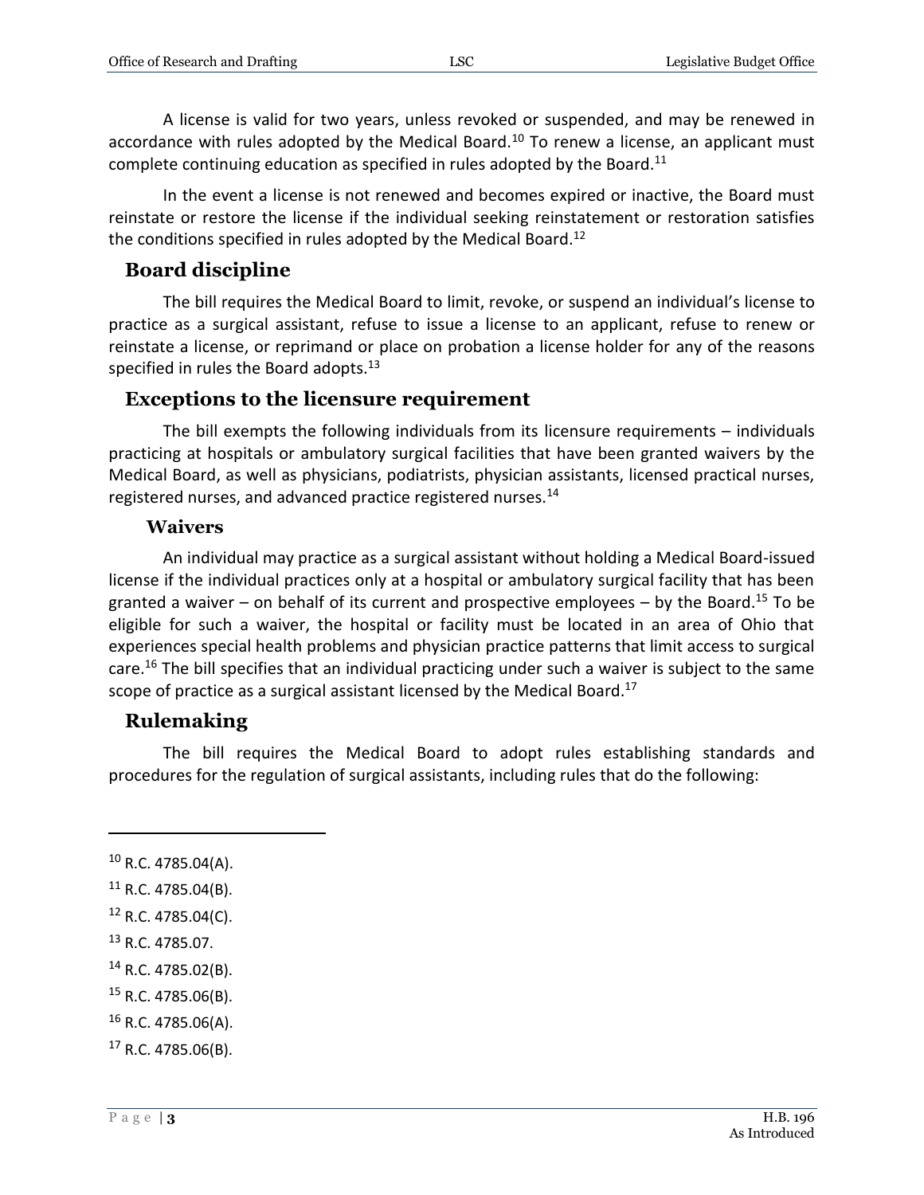A license is valid for two years, unless revoked or suspended, and may be renewed in accordance with rules adopted by the Medical Board.[10] To renew a license, an applicant must complete continuing education as specified in rules adopted by the Board.[11]

In the event a license is not renewed and becomes expired or inactive, the Board must reinstate or restore the license if the individual seeking reinstatement or restoration satisfies the conditions specified in rules adopted by the Medical Board.[12]

## Board discipline

The bill requires the Medical Board to limit, revoke, or suspend an individual's license to practice as a surgical assistant, refuse to issue a license to an applicant, refuse to renew or reinstate a license, or reprimand or place on probation a license holder for any of the reasons specified in rules the Board adopts.[13]

## Exceptions to the licensure requirement

The bill exempts the following individuals from its licensure requirements – individuals practicing at hospitals or ambulatory surgical facilities that have been granted waivers by the Medical Board, as well as physicians, podiatrists, physician assistants, licensed practical nurses, registered nurses, and advanced practice registered nurses.[14]

### Waivers

An individual may practice as a surgical assistant without holding a Medical Board-issued license if the individual practices only at a hospital or ambulatory surgical facility that has been granted a waiver – on behalf of its current and prospective employees – by the Board.[15] To be eligible for such a waiver, the hospital or facility must be located in an area of Ohio that experiences special health problems and physician practice patterns that limit access to surgical care.[16] The bill specifies that an individual practicing under such a waiver is subject to the same scope of practice as a surgical assistant licensed by the Medical Board.[17]

## Rulemaking

The bill requires the Medical Board to adopt rules establishing standards and procedures for the regulation of surgical assistants, including rules that do the following:

---

[10] R.C. 4785.04(A).

[11] R.C. 4785.04(B).

[12] R.C. 4785.04(C).

[13] R.C. 4785.07.

[14] R.C. 4785.02(B).

[15] R.C. 4785.06(B).

[16] R.C. 4785.06(A).

[17] R.C. 4785.06(B).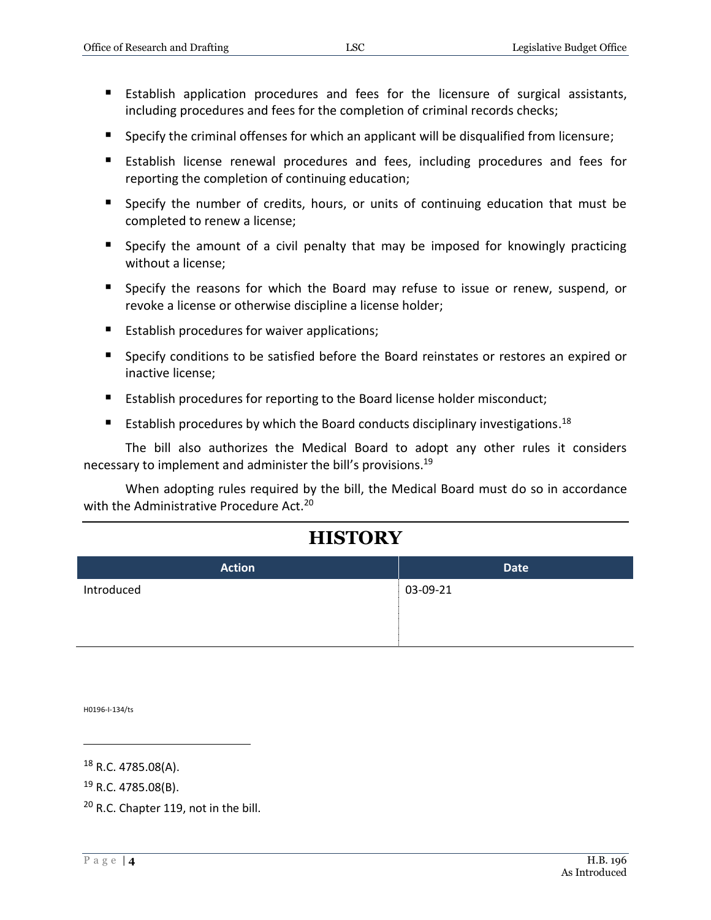- Establish application procedures and fees for the licensure of surgical assistants, including procedures and fees for the completion of criminal records checks;
- Specify the criminal offenses for which an applicant will be disqualified from licensure;
- Establish license renewal procedures and fees, including procedures and fees for reporting the completion of continuing education;
- Specify the number of credits, hours, or units of continuing education that must be completed to renew a license;
- Specify the amount of a civil penalty that may be imposed for knowingly practicing without a license;
- Specify the reasons for which the Board may refuse to issue or renew, suspend, or revoke a license or otherwise discipline a license holder;
- Establish procedures for waiver applications;
- Specify conditions to be satisfied before the Board reinstates or restores an expired or inactive license;
- Establish procedures for reporting to the Board license holder misconduct;
- Establish procedures by which the Board conducts disciplinary investigations.[18]

The bill also authorizes the Medical Board to adopt any other rules it considers necessary to implement and administer the bill's provisions.[19]

When adopting rules required by the bill, the Medical Board must do so in accordance with the Administrative Procedure Act.[20]

# HISTORY

| Action | Date |
| --- | --- |
| Introduced | 03-09-21 |

H0196-I-134/ts

---

[18] R.C. 4785.08(A).

[19] R.C. 4785.08(B).

[20] R.C. Chapter 119, not in the bill.